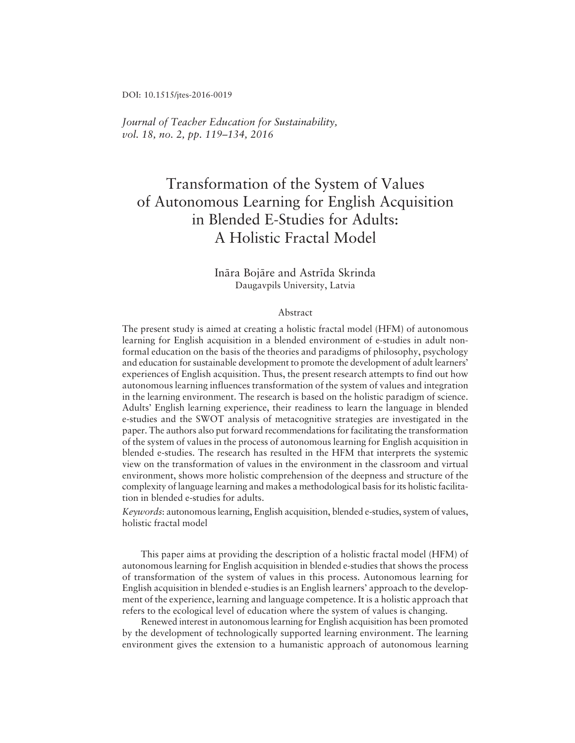DOI: 10.1515/jtes-2016-0019

*Journal of Teacher Education for Sustainability, vol. 18, no. 2, pp. 119–134, 2016*

# Transformation of the System of Values of Autonomous Learning for English Acquisition in Blended E-Studies for Adults: A Holistic Fractal Model

Ināra Bojāre and Astrīda Skrinda
Daugavpils University, Latvia

## Abstract

The present study is aimed at creating a holistic fractal model (HFM) of autonomous learning for English acquisition in a blended environment of e-studies in adult non-formal education on the basis of the theories and paradigms of philosophy, psychology and education for sustainable development to promote the development of adult learners' experiences of English acquisition. Thus, the present research attempts to find out how autonomous learning influences transformation of the system of values and integration in the learning environment. The research is based on the holistic paradigm of science. Adults' English learning experience, their readiness to learn the language in blended e-studies and the SWOT analysis of metacognitive strategies are investigated in the paper. The authors also put forward recommendations for facilitating the transformation of the system of values in the process of autonomous learning for English acquisition in blended e-studies. The research has resulted in the HFM that interprets the systemic view on the transformation of values in the environment in the classroom and virtual environment, shows more holistic comprehension of the deepness and structure of the complexity of language learning and makes a methodological basis for its holistic facilitation in blended e-studies for adults.

*Keywords*: autonomous learning, English acquisition, blended e-studies, system of values, holistic fractal model

This paper aims at providing the description of a holistic fractal model (HFM) of autonomous learning for English acquisition in blended e-studies that shows the process of transformation of the system of values in this process. Autonomous learning for English acquisition in blended e-studies is an English learners' approach to the development of the experience, learning and language competence. It is a holistic approach that refers to the ecological level of education where the system of values is changing.

Renewed interest in autonomous learning for English acquisition has been promoted by the development of technologically supported learning environment. The learning environment gives the extension to a humanistic approach of autonomous learning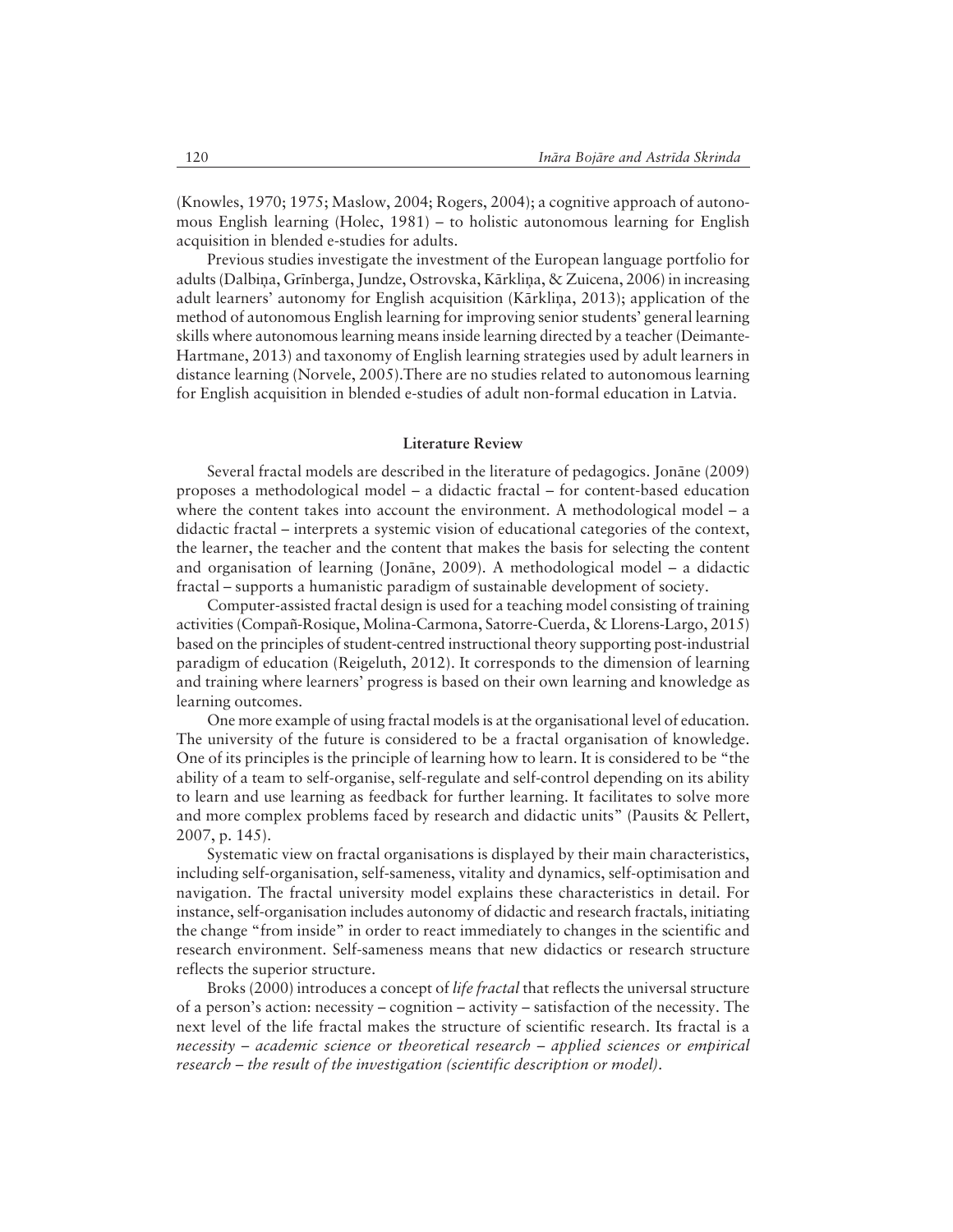(Knowles, 1970; 1975; Maslow, 2004; Rogers, 2004); a cognitive approach of autonomous English learning (Holec, 1981) – to holistic autonomous learning for English acquisition in blended e-studies for adults.

Previous studies investigate the investment of the European language portfolio for adults (Dalbiņa, Grīnberga, Jundze, Ostrovska, Kārkliņa, & Zuicena, 2006) in increasing adult learners' autonomy for English acquisition (Kārkliņa, 2013); application of the method of autonomous English learning for improving senior students' general learning skills where autonomous learning means inside learning directed by a teacher (Deimante-Hartmane, 2013) and taxonomy of English learning strategies used by adult learners in distance learning (Norvele, 2005).There are no studies related to autonomous learning for English acquisition in blended e-studies of adult non-formal education in Latvia.

## Literature Review

Several fractal models are described in the literature of pedagogics. Jonāne (2009) proposes a methodological model – a didactic fractal – for content-based education where the content takes into account the environment. A methodological model – a didactic fractal – interprets a systemic vision of educational categories of the context, the learner, the teacher and the content that makes the basis for selecting the content and organisation of learning (Jonāne, 2009). A methodological model – a didactic fractal – supports a humanistic paradigm of sustainable development of society.

Computer-assisted fractal design is used for a teaching model consisting of training activities (Compañ-Rosique, Molina-Carmona, Satorre-Cuerda, & Llorens-Largo, 2015) based on the principles of student-centred instructional theory supporting post-industrial paradigm of education (Reigeluth, 2012). It corresponds to the dimension of learning and training where learners' progress is based on their own learning and knowledge as learning outcomes.

One more example of using fractal models is at the organisational level of education. The university of the future is considered to be a fractal organisation of knowledge. One of its principles is the principle of learning how to learn. It is considered to be "the ability of a team to self-organise, self-regulate and self-control depending on its ability to learn and use learning as feedback for further learning. It facilitates to solve more and more complex problems faced by research and didactic units" (Pausits & Pellert, 2007, p. 145).

Systematic view on fractal organisations is displayed by their main characteristics, including self-organisation, self-sameness, vitality and dynamics, self-optimisation and navigation. The fractal university model explains these characteristics in detail. For instance, self-organisation includes autonomy of didactic and research fractals, initiating the change "from inside" in order to react immediately to changes in the scientific and research environment. Self-sameness means that new didactics or research structure reflects the superior structure.

Broks (2000) introduces a concept of *life fractal* that reflects the universal structure of a person's action: necessity – cognition – activity – satisfaction of the necessity. The next level of the life fractal makes the structure of scientific research. Its fractal is a *necessity – academic science or theoretical research – applied sciences or empirical research – the result of the investigation (scientific description or model)*.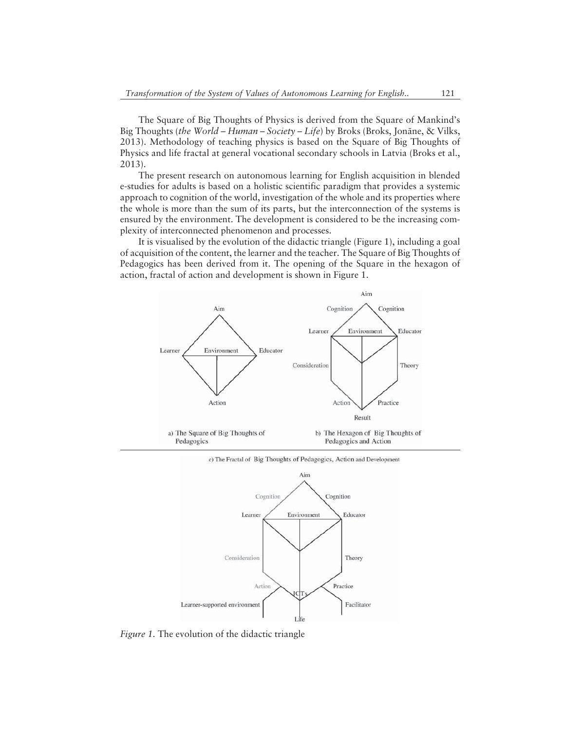The Square of Big Thoughts of Physics is derived from the Square of Mankind's Big Thoughts (*the World – Human – Society – Life*) by Broks (Broks, Jonāne, & Vilks, 2013). Methodology of teaching physics is based on the Square of Big Thoughts of Physics and life fractal at general vocational secondary schools in Latvia (Broks et al., 2013).

The present research on autonomous learning for English acquisition in blended e-studies for adults is based on a holistic scientific paradigm that provides a systemic approach to cognition of the world, investigation of the whole and its properties where the whole is more than the sum of its parts, but the interconnection of the systems is ensured by the environment. The development is considered to be the increasing complexity of interconnected phenomenon and processes.

It is visualised by the evolution of the didactic triangle (Figure 1), including a goal of acquisition of the content, the learner and the teacher. The Square of Big Thoughts of Pedagogics has been derived from it. The opening of the Square in the hexagon of action, fractal of action and development is shown in Figure 1.

a) The Square of Big Thoughts of Pedagogics

b) The Hexagon of Big Thoughts of Pedagogics and Action

c) The Fractal of Big Thoughts of Pedagogics, Action and Development

*Figure 1.* The evolution of the didactic triangle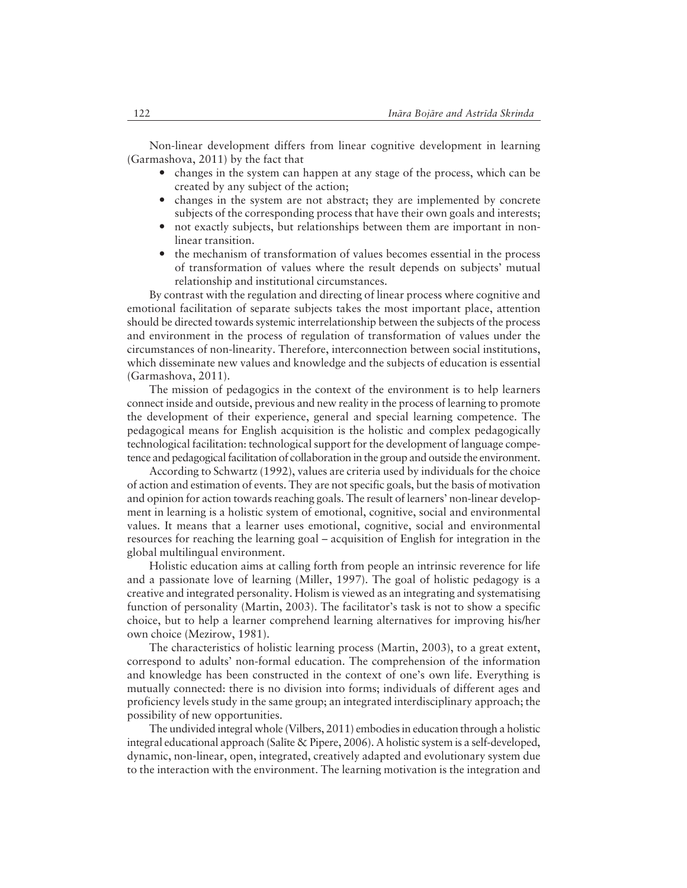Non-linear development differs from linear cognitive development in learning (Garmashova, 2011) by the fact that

- changes in the system can happen at any stage of the process, which can be created by any subject of the action;
- changes in the system are not abstract; they are implemented by concrete subjects of the corresponding process that have their own goals and interests;
- not exactly subjects, but relationships between them are important in non-linear transition.
- the mechanism of transformation of values becomes essential in the process of transformation of values where the result depends on subjects' mutual relationship and institutional circumstances.

By contrast with the regulation and directing of linear process where cognitive and emotional facilitation of separate subjects takes the most important place, attention should be directed towards systemic interrelationship between the subjects of the process and environment in the process of regulation of transformation of values under the circumstances of non-linearity. Therefore, interconnection between social institutions, which disseminate new values and knowledge and the subjects of education is essential (Garmashova, 2011).

The mission of pedagogics in the context of the environment is to help learners connect inside and outside, previous and new reality in the process of learning to promote the development of their experience, general and special learning competence. The pedagogical means for English acquisition is the holistic and complex pedagogically technological facilitation: technological support for the development of language competence and pedagogical facilitation of collaboration in the group and outside the environment.

According to Schwartz (1992), values are criteria used by individuals for the choice of action and estimation of events. They are not specific goals, but the basis of motivation and opinion for action towards reaching goals. The result of learners' non-linear development in learning is a holistic system of emotional, cognitive, social and environmental values. It means that a learner uses emotional, cognitive, social and environmental resources for reaching the learning goal – acquisition of English for integration in the global multilingual environment.

Holistic education aims at calling forth from people an intrinsic reverence for life and a passionate love of learning (Miller, 1997). The goal of holistic pedagogy is a creative and integrated personality. Holism is viewed as an integrating and systematising function of personality (Martin, 2003). The facilitator's task is not to show a specific choice, but to help a learner comprehend learning alternatives for improving his/her own choice (Mezirow, 1981).

The characteristics of holistic learning process (Martin, 2003), to a great extent, correspond to adults' non-formal education. The comprehension of the information and knowledge has been constructed in the context of one's own life. Everything is mutually connected: there is no division into forms; individuals of different ages and proficiency levels study in the same group; an integrated interdisciplinary approach; the possibility of new opportunities.

The undivided integral whole (Vilbers, 2011) embodies in education through a holistic integral educational approach (Salīte & Pipere, 2006). A holistic system is a self-developed, dynamic, non-linear, open, integrated, creatively adapted and evolutionary system due to the interaction with the environment. The learning motivation is the integration and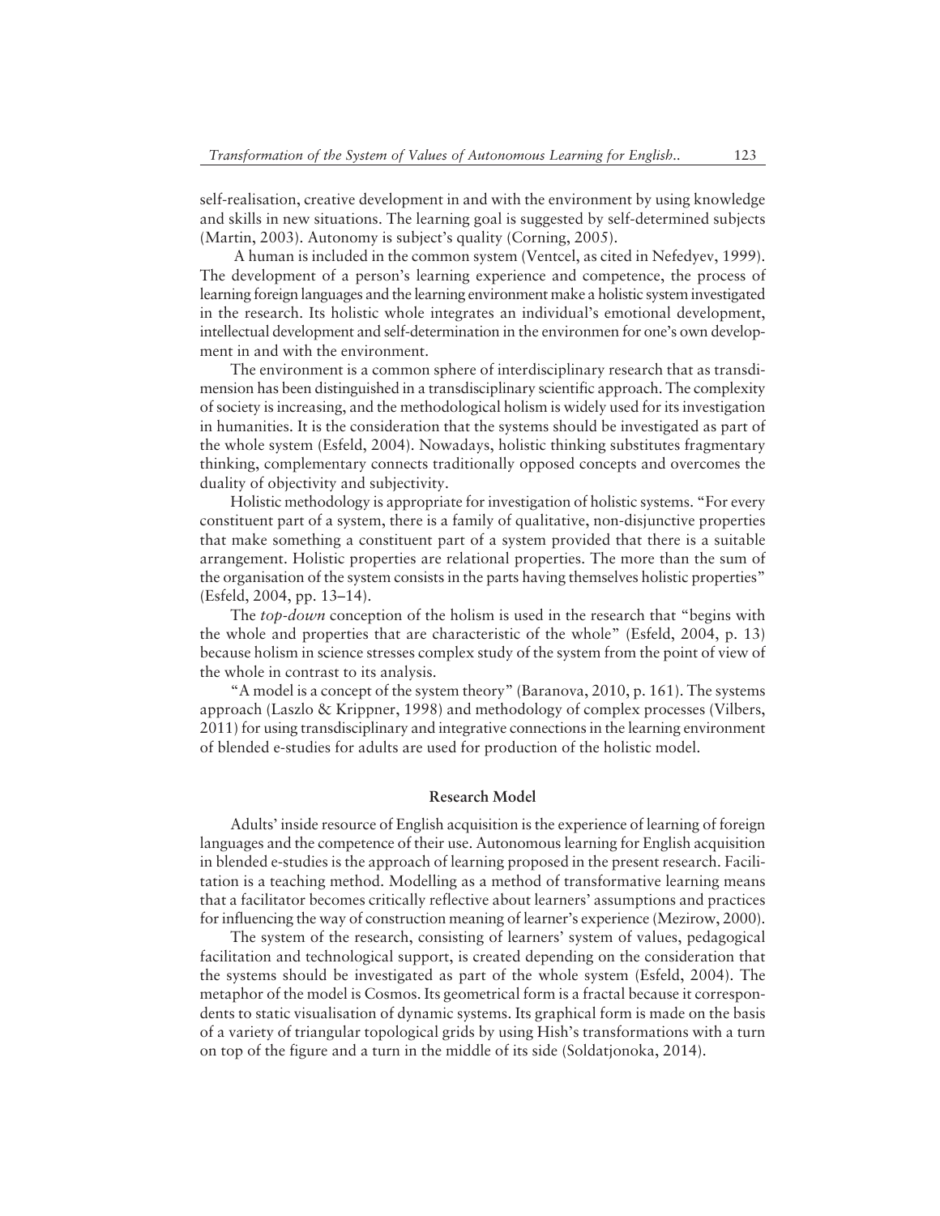self-realisation, creative development in and with the environment by using knowledge and skills in new situations. The learning goal is suggested by self-determined subjects (Martin, 2003). Autonomy is subject's quality (Corning, 2005).

A human is included in the common system (Ventcel, as cited in Nefedyev, 1999). The development of a person's learning experience and competence, the process of learning foreign languages and the learning environment make a holistic system investigated in the research. Its holistic whole integrates an individual's emotional development, intellectual development and self-determination in the environmen for one's own development in and with the environment.

The environment is a common sphere of interdisciplinary research that as transdimension has been distinguished in a transdisciplinary scientific approach. The complexity of society is increasing, and the methodological holism is widely used for its investigation in humanities. It is the consideration that the systems should be investigated as part of the whole system (Esfeld, 2004). Nowadays, holistic thinking substitutes fragmentary thinking, complementary connects traditionally opposed concepts and overcomes the duality of objectivity and subjectivity.

Holistic methodology is appropriate for investigation of holistic systems. "For every constituent part of a system, there is a family of qualitative, non-disjunctive properties that make something a constituent part of a system provided that there is a suitable arrangement. Holistic properties are relational properties. The more than the sum of the organisation of the system consists in the parts having themselves holistic properties" (Esfeld, 2004, pp. 13–14).

The *top-down* conception of the holism is used in the research that "begins with the whole and properties that are characteristic of the whole" (Esfeld, 2004, p. 13) because holism in science stresses complex study of the system from the point of view of the whole in contrast to its analysis.

"A model is a concept of the system theory" (Baranova, 2010, p. 161). The systems approach (Laszlo & Krippner, 1998) and methodology of complex processes (Vilbers, 2011) for using transdisciplinary and integrative connections in the learning environment of blended e-studies for adults are used for production of the holistic model.

## Research Model

Adults' inside resource of English acquisition is the experience of learning of foreign languages and the competence of their use. Autonomous learning for English acquisition in blended e-studies is the approach of learning proposed in the present research. Facilitation is a teaching method. Modelling as a method of transformative learning means that a facilitator becomes critically reflective about learners' assumptions and practices for influencing the way of construction meaning of learner's experience (Mezirow, 2000).

The system of the research, consisting of learners' system of values, pedagogical facilitation and technological support, is created depending on the consideration that the systems should be investigated as part of the whole system (Esfeld, 2004). The metaphor of the model is Cosmos. Its geometrical form is a fractal because it correspondents to static visualisation of dynamic systems. Its graphical form is made on the basis of a variety of triangular topological grids by using Hish's transformations with a turn on top of the figure and a turn in the middle of its side (Soldatjonoka, 2014).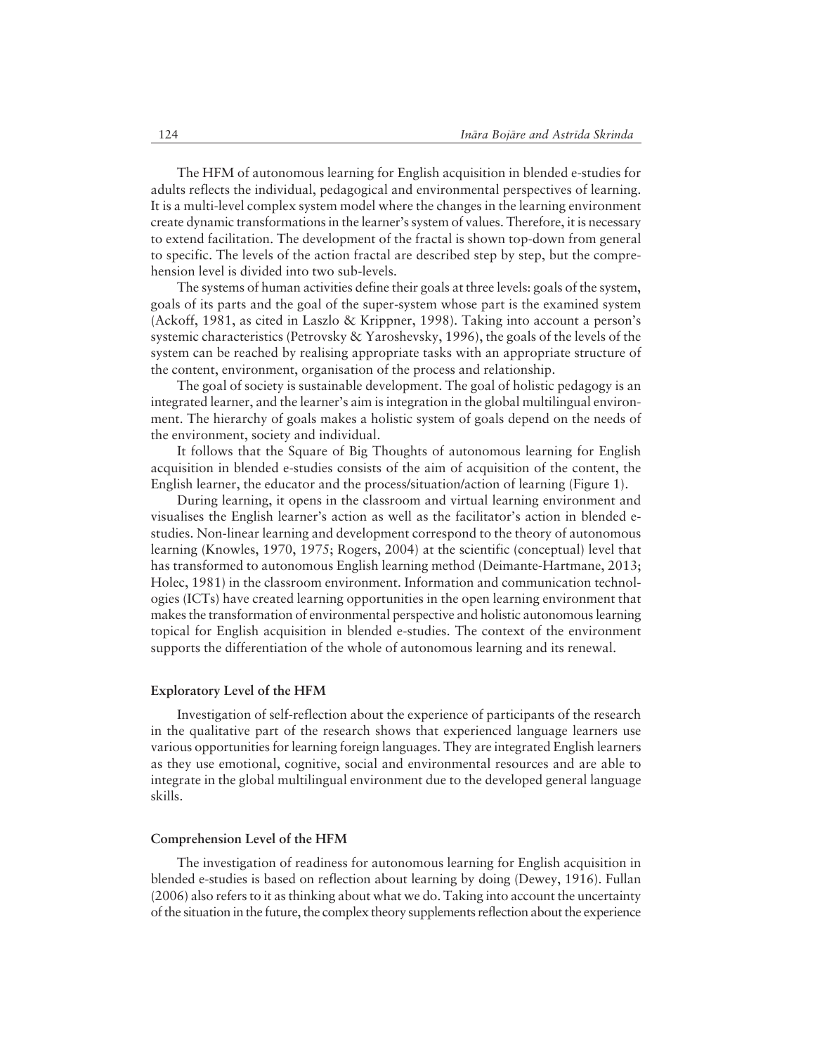The HFM of autonomous learning for English acquisition in blended e-studies for adults reflects the individual, pedagogical and environmental perspectives of learning. It is a multi-level complex system model where the changes in the learning environment create dynamic transformations in the learner's system of values. Therefore, it is necessary to extend facilitation. The development of the fractal is shown top-down from general to specific. The levels of the action fractal are described step by step, but the comprehension level is divided into two sub-levels.

The systems of human activities define their goals at three levels: goals of the system, goals of its parts and the goal of the super-system whose part is the examined system (Ackoff, 1981, as cited in Laszlo & Krippner, 1998). Taking into account a person's systemic characteristics (Petrovsky & Yaroshevsky, 1996), the goals of the levels of the system can be reached by realising appropriate tasks with an appropriate structure of the content, environment, organisation of the process and relationship.

The goal of society is sustainable development. The goal of holistic pedagogy is an integrated learner, and the learner's aim is integration in the global multilingual environment. The hierarchy of goals makes a holistic system of goals depend on the needs of the environment, society and individual.

It follows that the Square of Big Thoughts of autonomous learning for English acquisition in blended e-studies consists of the aim of acquisition of the content, the English learner, the educator and the process/situation/action of learning (Figure 1).

During learning, it opens in the classroom and virtual learning environment and visualises the English learner's action as well as the facilitator's action in blended e-studies. Non-linear learning and development correspond to the theory of autonomous learning (Knowles, 1970, 1975; Rogers, 2004) at the scientific (conceptual) level that has transformed to autonomous English learning method (Deimante-Hartmane, 2013; Holec, 1981) in the classroom environment. Information and communication technologies (ICTs) have created learning opportunities in the open learning environment that makes the transformation of environmental perspective and holistic autonomous learning topical for English acquisition in blended e-studies. The context of the environment supports the differentiation of the whole of autonomous learning and its renewal.

### Exploratory Level of the HFM

Investigation of self-reflection about the experience of participants of the research in the qualitative part of the research shows that experienced language learners use various opportunities for learning foreign languages. They are integrated English learners as they use emotional, cognitive, social and environmental resources and are able to integrate in the global multilingual environment due to the developed general language skills.

### Comprehension Level of the HFM

The investigation of readiness for autonomous learning for English acquisition in blended e-studies is based on reflection about learning by doing (Dewey, 1916). Fullan (2006) also refers to it as thinking about what we do. Taking into account the uncertainty of the situation in the future, the complex theory supplements reflection about the experience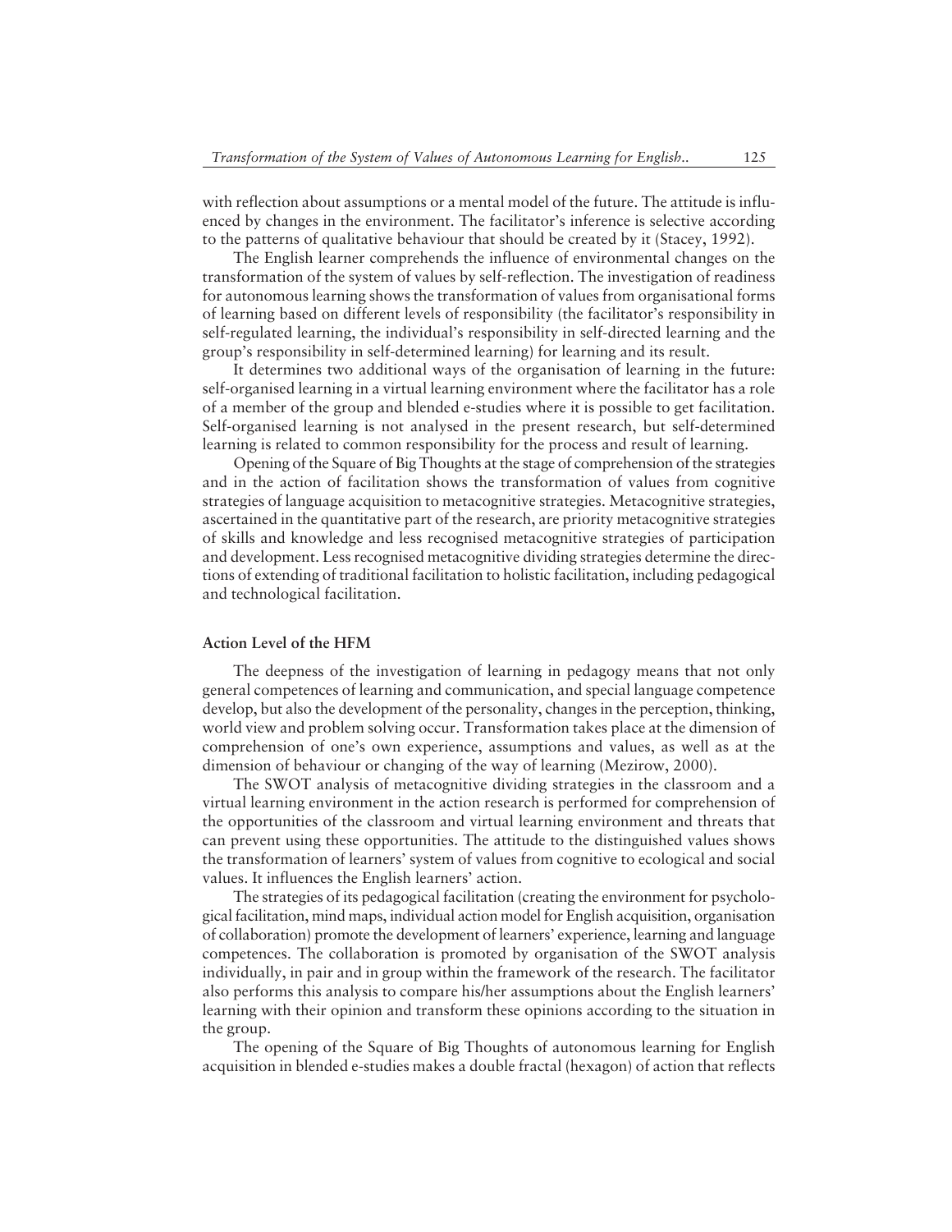with reflection about assumptions or a mental model of the future. The attitude is influenced by changes in the environment. The facilitator's inference is selective according to the patterns of qualitative behaviour that should be created by it (Stacey, 1992).

The English learner comprehends the influence of environmental changes on the transformation of the system of values by self-reflection. The investigation of readiness for autonomous learning shows the transformation of values from organisational forms of learning based on different levels of responsibility (the facilitator's responsibility in self-regulated learning, the individual's responsibility in self-directed learning and the group's responsibility in self-determined learning) for learning and its result.

It determines two additional ways of the organisation of learning in the future: self-organised learning in a virtual learning environment where the facilitator has a role of a member of the group and blended e-studies where it is possible to get facilitation. Self-organised learning is not analysed in the present research, but self-determined learning is related to common responsibility for the process and result of learning.

Opening of the Square of Big Thoughts at the stage of comprehension of the strategies and in the action of facilitation shows the transformation of values from cognitive strategies of language acquisition to metacognitive strategies. Metacognitive strategies, ascertained in the quantitative part of the research, are priority metacognitive strategies of skills and knowledge and less recognised metacognitive strategies of participation and development. Less recognised metacognitive dividing strategies determine the directions of extending of traditional facilitation to holistic facilitation, including pedagogical and technological facilitation.

### Action Level of the HFM

The deepness of the investigation of learning in pedagogy means that not only general competences of learning and communication, and special language competence develop, but also the development of the personality, changes in the perception, thinking, world view and problem solving occur. Transformation takes place at the dimension of comprehension of one's own experience, assumptions and values, as well as at the dimension of behaviour or changing of the way of learning (Mezirow, 2000).

The SWOT analysis of metacognitive dividing strategies in the classroom and a virtual learning environment in the action research is performed for comprehension of the opportunities of the classroom and virtual learning environment and threats that can prevent using these opportunities. The attitude to the distinguished values shows the transformation of learners' system of values from cognitive to ecological and social values. It influences the English learners' action.

The strategies of its pedagogical facilitation (creating the environment for psychological facilitation, mind maps, individual action model for English acquisition, organisation of collaboration) promote the development of learners' experience, learning and language competences. The collaboration is promoted by organisation of the SWOT analysis individually, in pair and in group within the framework of the research. The facilitator also performs this analysis to compare his/her assumptions about the English learners' learning with their opinion and transform these opinions according to the situation in the group.

The opening of the Square of Big Thoughts of autonomous learning for English acquisition in blended e-studies makes a double fractal (hexagon) of action that reflects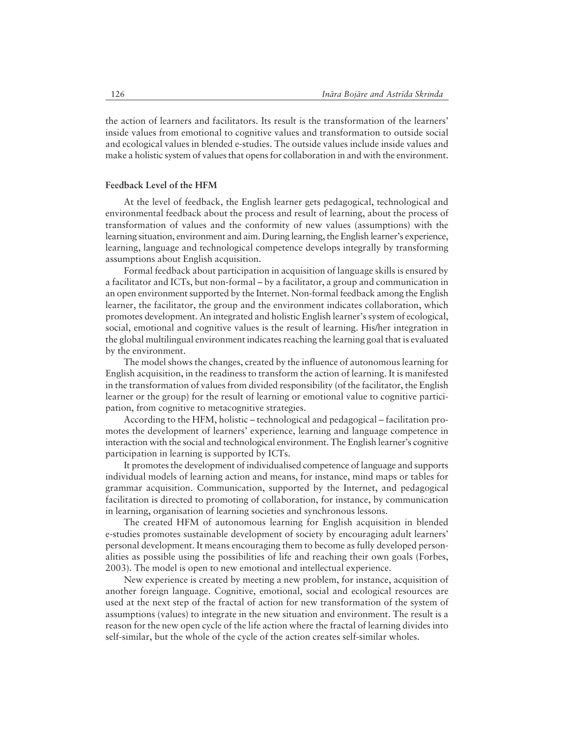the action of learners and facilitators. Its result is the transformation of the learners' inside values from emotional to cognitive values and transformation to outside social and ecological values in blended e-studies. The outside values include inside values and make a holistic system of values that opens for collaboration in and with the environment.

### Feedback Level of the HFM

At the level of feedback, the English learner gets pedagogical, technological and environmental feedback about the process and result of learning, about the process of transformation of values and the conformity of new values (assumptions) with the learning situation, environment and aim. During learning, the English learner's experience, learning, language and technological competence develops integrally by transforming assumptions about English acquisition.

Formal feedback about participation in acquisition of language skills is ensured by a facilitator and ICTs, but non-formal – by a facilitator, a group and communication in an open environment supported by the Internet. Non-formal feedback among the English learner, the facilitator, the group and the environment indicates collaboration, which promotes development. An integrated and holistic English learner's system of ecological, social, emotional and cognitive values is the result of learning. His/her integration in the global multilingual environment indicates reaching the learning goal that is evaluated by the environment.

The model shows the changes, created by the influence of autonomous learning for English acquisition, in the readiness to transform the action of learning. It is manifested in the transformation of values from divided responsibility (of the facilitator, the English learner or the group) for the result of learning or emotional value to cognitive participation, from cognitive to metacognitive strategies.

According to the HFM, holistic – technological and pedagogical – facilitation promotes the development of learners' experience, learning and language competence in interaction with the social and technological environment. The English learner's cognitive participation in learning is supported by ICTs.

It promotes the development of individualised competence of language and supports individual models of learning action and means, for instance, mind maps or tables for grammar acquisition. Communication, supported by the Internet, and pedagogical facilitation is directed to promoting of collaboration, for instance, by communication in learning, organisation of learning societies and synchronous lessons.

The created HFM of autonomous learning for English acquisition in blended e-studies promotes sustainable development of society by encouraging adult learners' personal development. It means encouraging them to become as fully developed personalities as possible using the possibilities of life and reaching their own goals (Forbes, 2003). The model is open to new emotional and intellectual experience.

New experience is created by meeting a new problem, for instance, acquisition of another foreign language. Cognitive, emotional, social and ecological resources are used at the next step of the fractal of action for new transformation of the system of assumptions (values) to integrate in the new situation and environment. The result is a reason for the new open cycle of the life action where the fractal of learning divides into self-similar, but the whole of the cycle of the action creates self-similar wholes.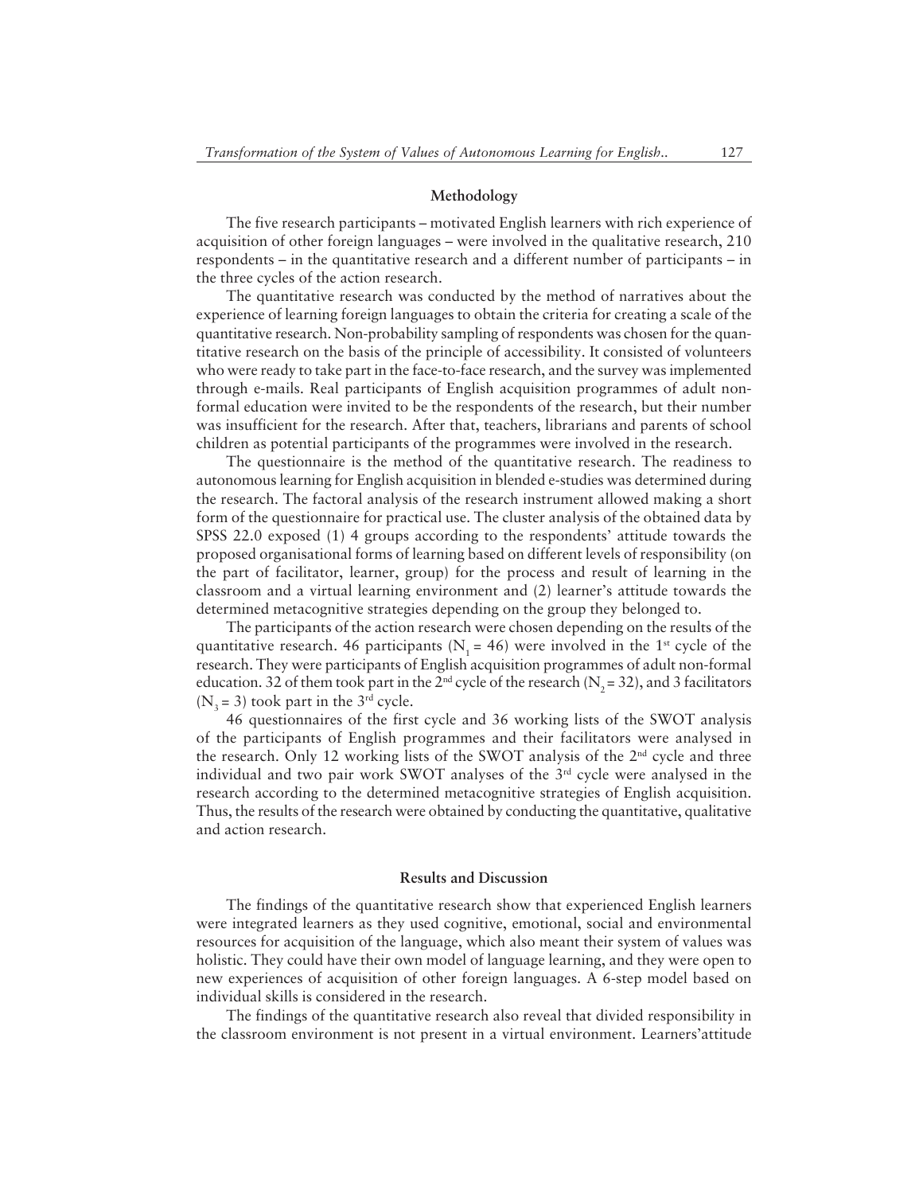## Methodology

The five research participants – motivated English learners with rich experience of acquisition of other foreign languages – were involved in the qualitative research, 210 respondents – in the quantitative research and a different number of participants – in the three cycles of the action research.

The quantitative research was conducted by the method of narratives about the experience of learning foreign languages to obtain the criteria for creating a scale of the quantitative research. Non-probability sampling of respondents was chosen for the quantitative research on the basis of the principle of accessibility. It consisted of volunteers who were ready to take part in the face-to-face research, and the survey was implemented through e-mails. Real participants of English acquisition programmes of adult non-formal education were invited to be the respondents of the research, but their number was insufficient for the research. After that, teachers, librarians and parents of school children as potential participants of the programmes were involved in the research.

The questionnaire is the method of the quantitative research. The readiness to autonomous learning for English acquisition in blended e-studies was determined during the research. The factoral analysis of the research instrument allowed making a short form of the questionnaire for practical use. The cluster analysis of the obtained data by SPSS 22.0 exposed (1) 4 groups according to the respondents' attitude towards the proposed organisational forms of learning based on different levels of responsibility (on the part of facilitator, learner, group) for the process and result of learning in the classroom and a virtual learning environment and (2) learner's attitude towards the determined metacognitive strategies depending on the group they belonged to.

The participants of the action research were chosen depending on the results of the quantitative research. 46 participants ($N_1 = 46$) were involved in the 1st cycle of the research. They were participants of English acquisition programmes of adult non-formal education. 32 of them took part in the 2nd cycle of the research ($N_2 = 32$), and 3 facilitators ($N_3 = 3$) took part in the 3rd cycle.

46 questionnaires of the first cycle and 36 working lists of the SWOT analysis of the participants of English programmes and their facilitators were analysed in the research. Only 12 working lists of the SWOT analysis of the 2nd cycle and three individual and two pair work SWOT analyses of the 3rd cycle were analysed in the research according to the determined metacognitive strategies of English acquisition. Thus, the results of the research were obtained by conducting the quantitative, qualitative and action research.

## Results and Discussion

The findings of the quantitative research show that experienced English learners were integrated learners as they used cognitive, emotional, social and environmental resources for acquisition of the language, which also meant their system of values was holistic. They could have their own model of language learning, and they were open to new experiences of acquisition of other foreign languages. A 6-step model based on individual skills is considered in the research.

The findings of the quantitative research also reveal that divided responsibility in the classroom environment is not present in a virtual environment. Learners'attitude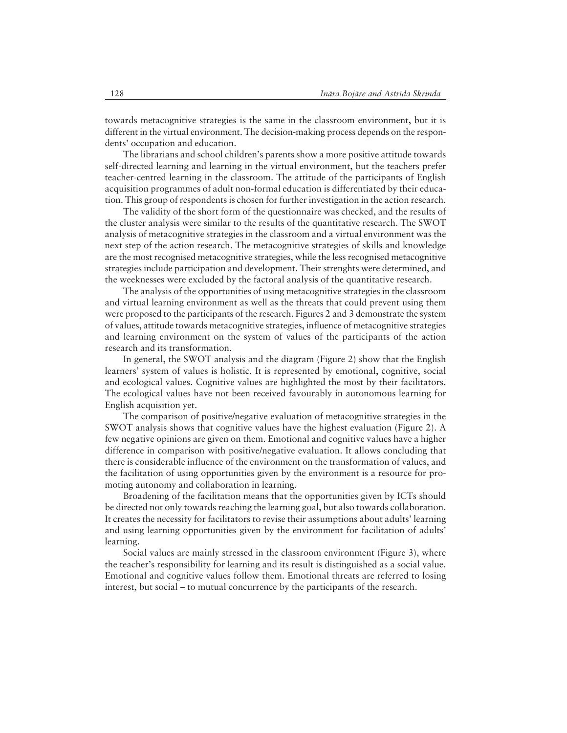towards metacognitive strategies is the same in the classroom environment, but it is different in the virtual environment. The decision-making process depends on the respondents' occupation and education.

The librarians and school children's parents show a more positive attitude towards self-directed learning and learning in the virtual environment, but the teachers prefer teacher-centred learning in the classroom. The attitude of the participants of English acquisition programmes of adult non-formal education is differentiated by their education. This group of respondents is chosen for further investigation in the action research.

The validity of the short form of the questionnaire was checked, and the results of the cluster analysis were similar to the results of the quantitative research. The SWOT analysis of metacognitive strategies in the classroom and a virtual environment was the next step of the action research. The metacognitive strategies of skills and knowledge are the most recognised metacognitive strategies, while the less recognised metacognitive strategies include participation and development. Their strenghts were determined, and the weeknesses were excluded by the factoral analysis of the quantitative research.

The analysis of the opportunities of using metacognitive strategies in the classroom and virtual learning environment as well as the threats that could prevent using them were proposed to the participants of the research. Figures 2 and 3 demonstrate the system of values, attitude towards metacognitive strategies, influence of metacognitive strategies and learning environment on the system of values of the participants of the action research and its transformation.

In general, the SWOT analysis and the diagram (Figure 2) show that the English learners' system of values is holistic. It is represented by emotional, cognitive, social and ecological values. Cognitive values are highlighted the most by their facilitators. The ecological values have not been received favourably in autonomous learning for English acquisition yet.

The comparison of positive/negative evaluation of metacognitive strategies in the SWOT analysis shows that cognitive values have the highest evaluation (Figure 2). A few negative opinions are given on them. Emotional and cognitive values have a higher difference in comparison with positive/negative evaluation. It allows concluding that there is considerable influence of the environment on the transformation of values, and the facilitation of using opportunities given by the environment is a resource for promoting autonomy and collaboration in learning.

Broadening of the facilitation means that the opportunities given by ICTs should be directed not only towards reaching the learning goal, but also towards collaboration. It creates the necessity for facilitators to revise their assumptions about adults' learning and using learning opportunities given by the environment for facilitation of adults' learning.

Social values are mainly stressed in the classroom environment (Figure 3), where the teacher's responsibility for learning and its result is distinguished as a social value. Emotional and cognitive values follow them. Emotional threats are referred to losing interest, but social – to mutual concurrence by the participants of the research.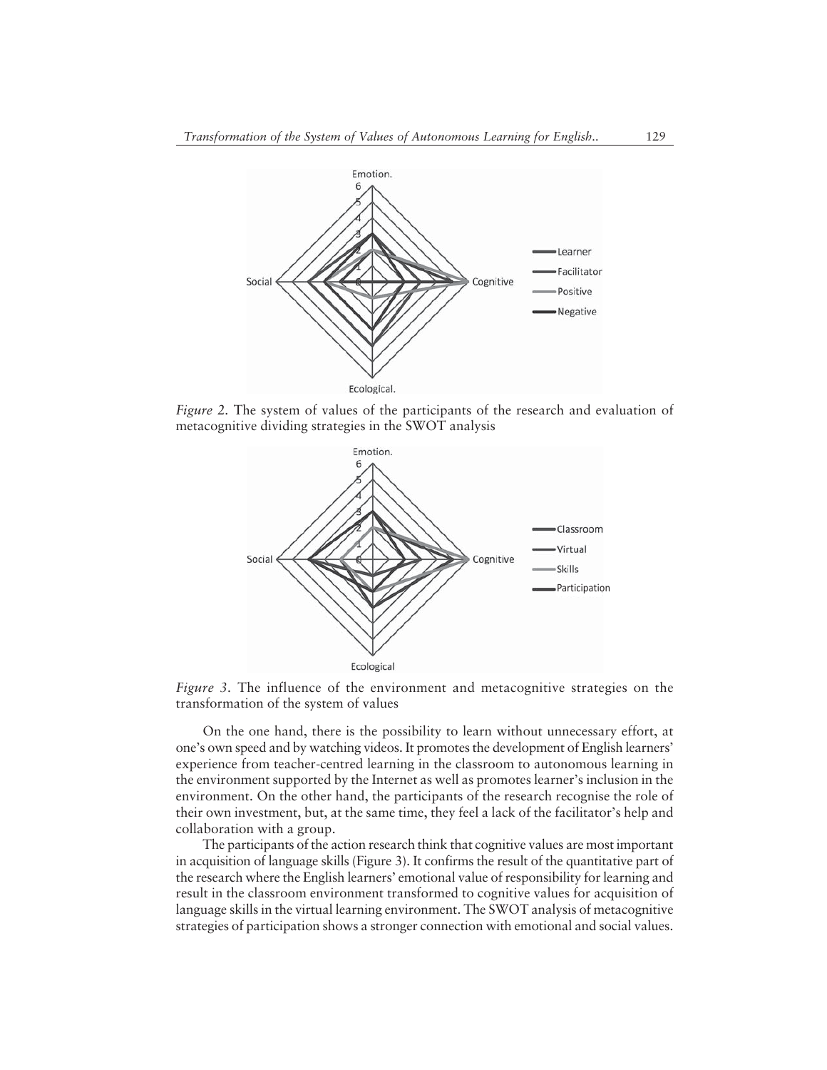*Figure 2.* The system of values of the participants of the research and evaluation of metacognitive dividing strategies in the SWOT analysis

*Figure 3.* The influence of the environment and metacognitive strategies on the transformation of the system of values

On the one hand, there is the possibility to learn without unnecessary effort, at one's own speed and by watching videos. It promotes the development of English learners' experience from teacher-centred learning in the classroom to autonomous learning in the environment supported by the Internet as well as promotes learner's inclusion in the environment. On the other hand, the participants of the research recognise the role of their own investment, but, at the same time, they feel a lack of the facilitator's help and collaboration with a group.

The participants of the action research think that cognitive values are most important in acquisition of language skills (Figure 3). It confirms the result of the quantitative part of the research where the English learners' emotional value of responsibility for learning and result in the classroom environment transformed to cognitive values for acquisition of language skills in the virtual learning environment. The SWOT analysis of metacognitive strategies of participation shows a stronger connection with emotional and social values.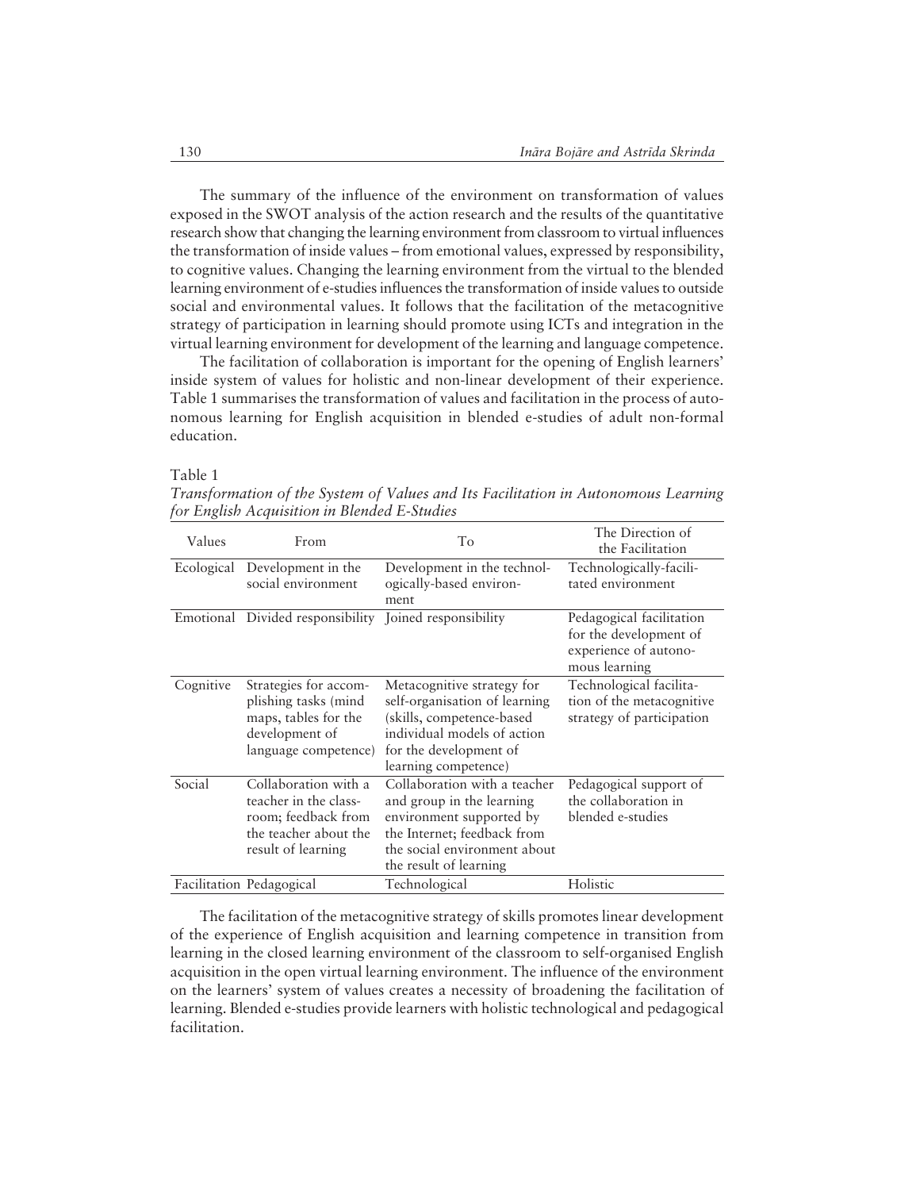The summary of the influence of the environment on transformation of values exposed in the SWOT analysis of the action research and the results of the quantitative research show that changing the learning environment from classroom to virtual influences the transformation of inside values – from emotional values, expressed by responsibility, to cognitive values. Changing the learning environment from the virtual to the blended learning environment of e-studies influences the transformation of inside values to outside social and environmental values. It follows that the facilitation of the metacognitive strategy of participation in learning should promote using ICTs and integration in the virtual learning environment for development of the learning and language competence.

The facilitation of collaboration is important for the opening of English learners' inside system of values for holistic and non-linear development of their experience. Table 1 summarises the transformation of values and facilitation in the process of autonomous learning for English acquisition in blended e-studies of adult non-formal education.

Table 1

*Transformation of the System of Values and Its Facilitation in Autonomous Learning for English Acquisition in Blended E-Studies*

| Values | From | To | The Direction of the Facilitation |
|---|---|---|---|
| Ecological | Development in the social environment | Development in the technologically-based environment | Technologically-facilitated environment |
| Emotional | Divided responsibility | Joined responsibility | Pedagogical facilitation for the development of experience of autonomous learning |
| Cognitive | Strategies for accomplishing tasks (mind maps, tables for the development of language competence) | Metacognitive strategy for self-organisation of learning (skills, competence-based individual models of action for the development of learning competence) | Technological facilitation of the metacognitive strategy of participation |
| Social | Collaboration with a teacher in the classroom; feedback from the teacher about the result of learning | Collaboration with a teacher and group in the learning environment supported by the Internet; feedback from the social environment about the result of learning | Pedagogical support of the collaboration in blended e-studies |
| Facilitation | Pedagogical | Technological | Holistic |

The facilitation of the metacognitive strategy of skills promotes linear development of the experience of English acquisition and learning competence in transition from learning in the closed learning environment of the classroom to self-organised English acquisition in the open virtual learning environment. The influence of the environment on the learners' system of values creates a necessity of broadening the facilitation of learning. Blended e-studies provide learners with holistic technological and pedagogical facilitation.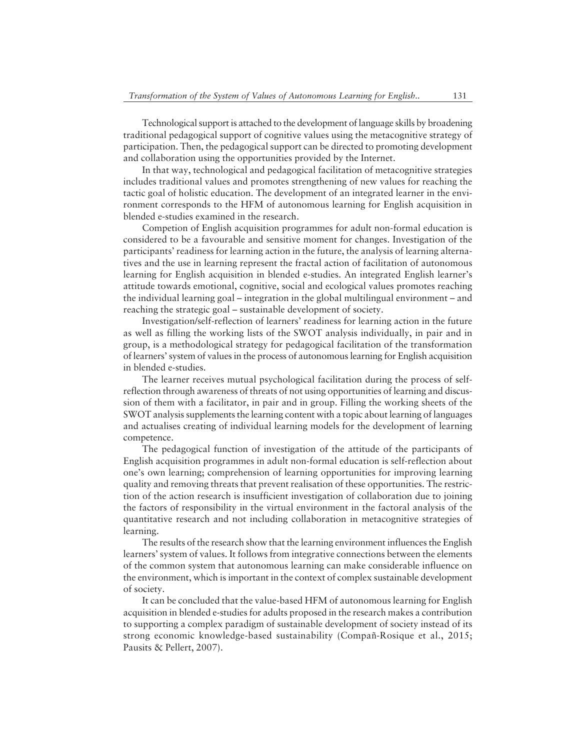Technological support is attached to the development of language skills by broadening traditional pedagogical support of cognitive values using the metacognitive strategy of participation. Then, the pedagogical support can be directed to promoting development and collaboration using the opportunities provided by the Internet.

In that way, technological and pedagogical facilitation of metacognitive strategies includes traditional values and promotes strengthening of new values for reaching the tactic goal of holistic education. The development of an integrated learner in the environment corresponds to the HFM of autonomous learning for English acquisition in blended e-studies examined in the research.

Competion of English acquisition programmes for adult non-formal education is considered to be a favourable and sensitive moment for changes. Investigation of the participants' readiness for learning action in the future, the analysis of learning alternatives and the use in learning represent the fractal action of facilitation of autonomous learning for English acquisition in blended e-studies. An integrated English learner's attitude towards emotional, cognitive, social and ecological values promotes reaching the individual learning goal – integration in the global multilingual environment – and reaching the strategic goal – sustainable development of society.

Investigation/self-reflection of learners' readiness for learning action in the future as well as filling the working lists of the SWOT analysis individually, in pair and in group, is a methodological strategy for pedagogical facilitation of the transformation of learners' system of values in the process of autonomous learning for English acquisition in blended e-studies.

The learner receives mutual psychological facilitation during the process of self-reflection through awareness of threats of not using opportunities of learning and discussion of them with a facilitator, in pair and in group. Filling the working sheets of the SWOT analysis supplements the learning content with a topic about learning of languages and actualises creating of individual learning models for the development of learning competence.

The pedagogical function of investigation of the attitude of the participants of English acquisition programmes in adult non-formal education is self-reflection about one's own learning; comprehension of learning opportunities for improving learning quality and removing threats that prevent realisation of these opportunities. The restriction of the action research is insufficient investigation of collaboration due to joining the factors of responsibility in the virtual environment in the factoral analysis of the quantitative research and not including collaboration in metacognitive strategies of learning.

The results of the research show that the learning environment influences the English learners' system of values. It follows from integrative connections between the elements of the common system that autonomous learning can make considerable influence on the environment, which is important in the context of complex sustainable development of society.

It can be concluded that the value-based HFM of autonomous learning for English acquisition in blended e-studies for adults proposed in the research makes a contribution to supporting a complex paradigm of sustainable development of society instead of its strong economic knowledge-based sustainability (Compañ-Rosique et al., 2015; Pausits & Pellert, 2007).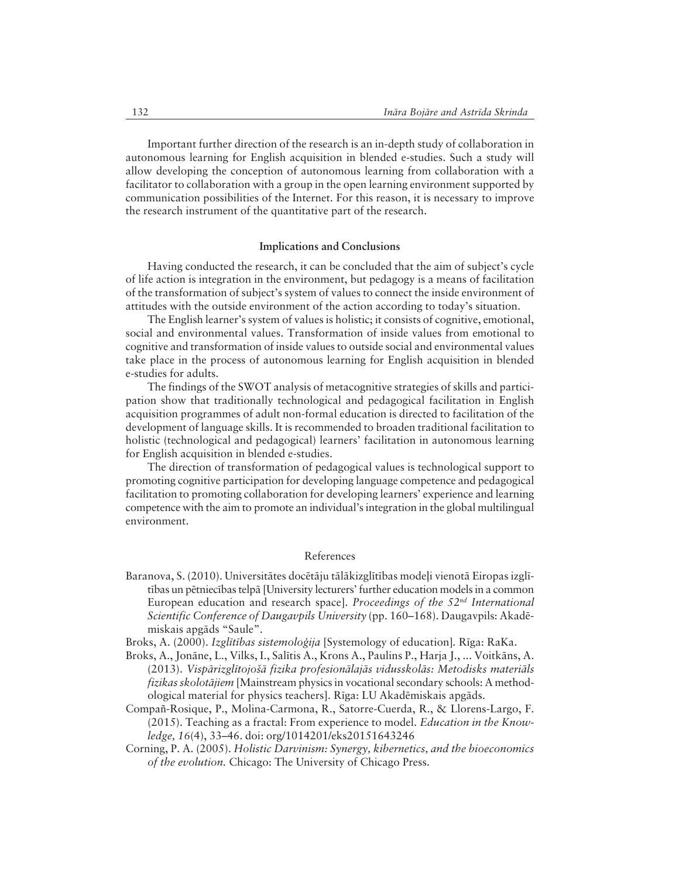Important further direction of the research is an in-depth study of collaboration in autonomous learning for English acquisition in blended e-studies. Such a study will allow developing the conception of autonomous learning from collaboration with a facilitator to collaboration with a group in the open learning environment supported by communication possibilities of the Internet. For this reason, it is necessary to improve the research instrument of the quantitative part of the research.

## Implications and Conclusions

Having conducted the research, it can be concluded that the aim of subject's cycle of life action is integration in the environment, but pedagogy is a means of facilitation of the transformation of subject's system of values to connect the inside environment of attitudes with the outside environment of the action according to today's situation.

The English learner's system of values is holistic; it consists of cognitive, emotional, social and environmental values. Transformation of inside values from emotional to cognitive and transformation of inside values to outside social and environmental values take place in the process of autonomous learning for English acquisition in blended e-studies for adults.

The findings of the SWOT analysis of metacognitive strategies of skills and participation show that traditionally technological and pedagogical facilitation in English acquisition programmes of adult non-formal education is directed to facilitation of the development of language skills. It is recommended to broaden traditional facilitation to holistic (technological and pedagogical) learners' facilitation in autonomous learning for English acquisition in blended e-studies.

The direction of transformation of pedagogical values is technological support to promoting cognitive participation for developing language competence and pedagogical facilitation to promoting collaboration for developing learners' experience and learning competence with the aim to promote an individual's integration in the global multilingual environment.

## References

Baranova, S. (2010). Universitātes docētāju tālākizglītības modeļi vienotā Eiropas izglītības un pētniecības telpā [University lecturers' further education models in a common European education and research space]. *Proceedings of the 52nd International Scientific Conference of Daugavpils University* (pp. 160–168). Daugavpils: Akadēmiskais apgāds "Saule".

Broks, A. (2000). *Izglītības sistemoloģija* [Systemology of education]. Rīga: RaKa.

Broks, A., Jonāne, L., Vilks, I., Salītis A., Krons A., Paulins P., Harja J., ... Voitkāns, A. (2013). *Vispārizglītojošā fizika profesionālajās vidusskolās: Metodisks materiāls fizikas skolotājiem* [Mainstream physics in vocational secondary schools: A methodological material for physics teachers]. Rīga: LU Akadēmiskais apgāds.

Compañ-Rosique, P., Molina-Carmona, R., Satorre-Cuerda, R., & Llorens-Largo, F. (2015). Teaching as a fractal: From experience to model. *Education in the Knowledge, 16*(4), 33–46. doi: org/1014201/eks20151643246

Corning, P. A. (2005). *Holistic Darvinism: Synergy, kibernetics, and the bioeconomics of the evolution.* Chicago: The University of Chicago Press.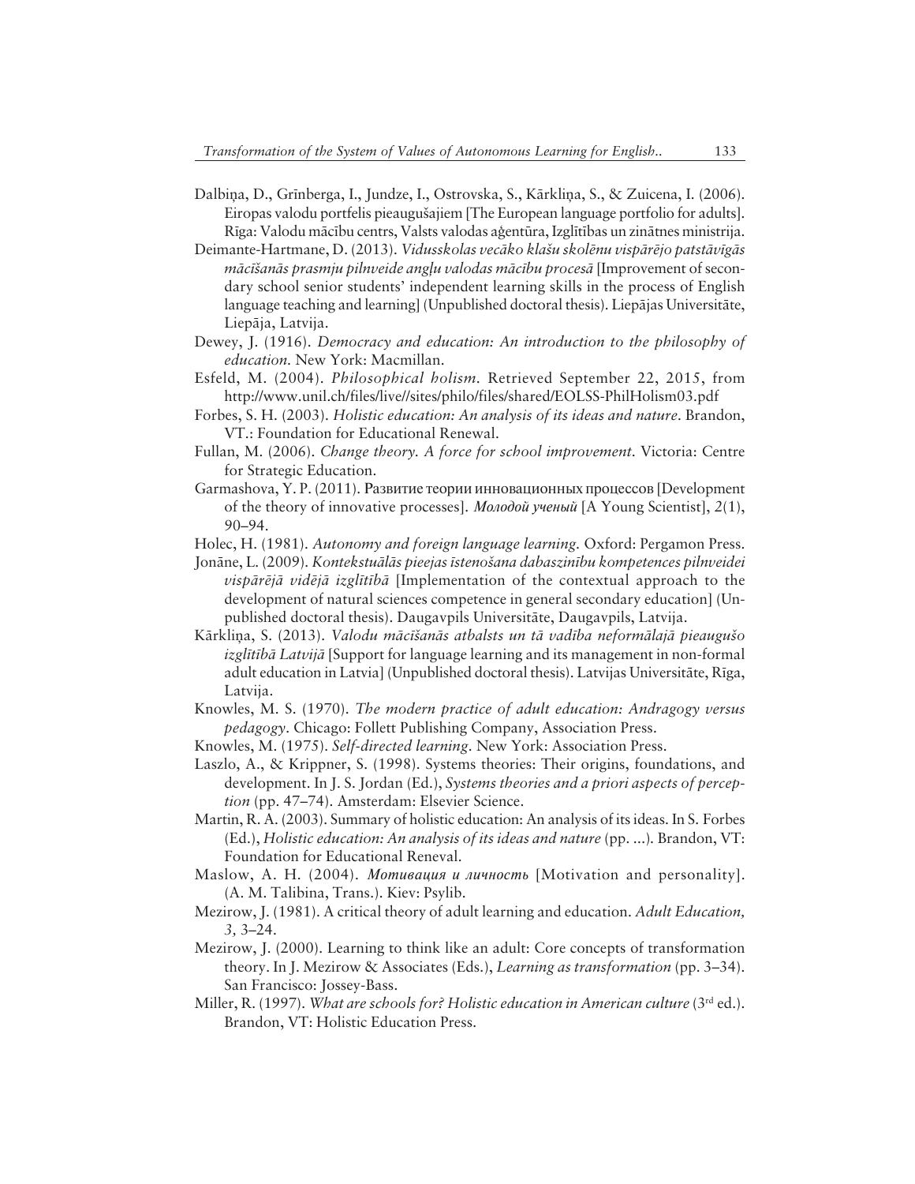Dalbiņa, D., Grīnberga, I., Jundze, I., Ostrovska, S., Kārkliņa, S., & Zuicena, I. (2006). Eiropas valodu portfelis pieaugušajiem [The European language portfolio for adults]. Rīga: Valodu mācību centrs, Valsts valodas aģentūra, Izglītības un zinātnes ministrija.

Deimante-Hartmane, D. (2013). *Vidusskolas vecāko klašu skolēnu vispārējo patstāvīgās mācīšanās prasmju pilnveide angļu valodas mācību procesā* [Improvement of secondary school senior students' independent learning skills in the process of English language teaching and learning] (Unpublished doctoral thesis). Liepājas Universitāte, Liepāja, Latvija.

Dewey, J. (1916). *Democracy and education: An introduction to the philosophy of education.* New York: Macmillan.

Esfeld, M. (2004). *Philosophical holism.* Retrieved September 22, 2015, from http://www.unil.ch/files/live//sites/philo/files/shared/EOLSS-PhilHolism03.pdf

Forbes, S. H. (2003). *Holistic education: An analysis of its ideas and nature*. Brandon, VT.: Foundation for Educational Renewal.

Fullan, M. (2006). *Change theory. A force for school improvement.* Victoria: Centre for Strategic Education.

Garmashova, Y. P. (2011). Развитие теории инновационных процессов [Development of the theory of innovative processes]. *Молодой ученый* [A Young Scientist], *2*(1), 90–94.

Holec, H. (1981). *Autonomy and foreign language learning.* Oxford: Pergamon Press.

Jonāne, L. (2009). *Kontekstuālās pieejas īstenošana dabaszinību kompetences pilnveidei vispārējā vidējā izglītībā* [Implementation of the contextual approach to the development of natural sciences competence in general secondary education] (Unpublished doctoral thesis). Daugavpils Universitāte, Daugavpils, Latvija.

Kārkliņa, S. (2013). *Valodu mācīšanās atbalsts un tā vadība neformālajā pieaugušo izglītībā Latvijā* [Support for language learning and its management in non-formal adult education in Latvia] (Unpublished doctoral thesis). Latvijas Universitāte, Rīga, Latvija.

Knowles, M. S. (1970). *The modern practice of adult education: Andragogy versus pedagogy*. Chicago: Follett Publishing Company, Association Press.

Knowles, M. (1975). *Self-directed learning*. New York: Association Press.

Laszlo, A., & Krippner, S. (1998). Systems theories: Their origins, foundations, and development. In J. S. Jordan (Ed.), *Systems theories and a priori aspects of perception* (pp. 47–74). Amsterdam: Elsevier Science.

Martin, R. A. (2003). Summary of holistic education: An analysis of its ideas. In S. Forbes (Ed.), *Holistic education: An analysis of its ideas and nature* (pp. ...). Brandon, VT: Foundation for Educational Reneval.

Maslow, A. H. (2004). *Мотивация и личность* [Motivation and personality]. (A. M. Talibina, Trans.). Kiev: Psylib.

Mezirow, J. (1981). A critical theory of adult learning and education. *Adult Education, 3,* 3–24.

Mezirow, J. (2000). Learning to think like an adult: Core concepts of transformation theory. In J. Mezirow & Associates (Eds.), *Learning as transformation* (pp. 3–34). San Francisco: Jossey-Bass.

Miller, R. (1997). *What are schools for? Holistic education in American culture* (3rd ed.). Brandon, VT: Holistic Education Press.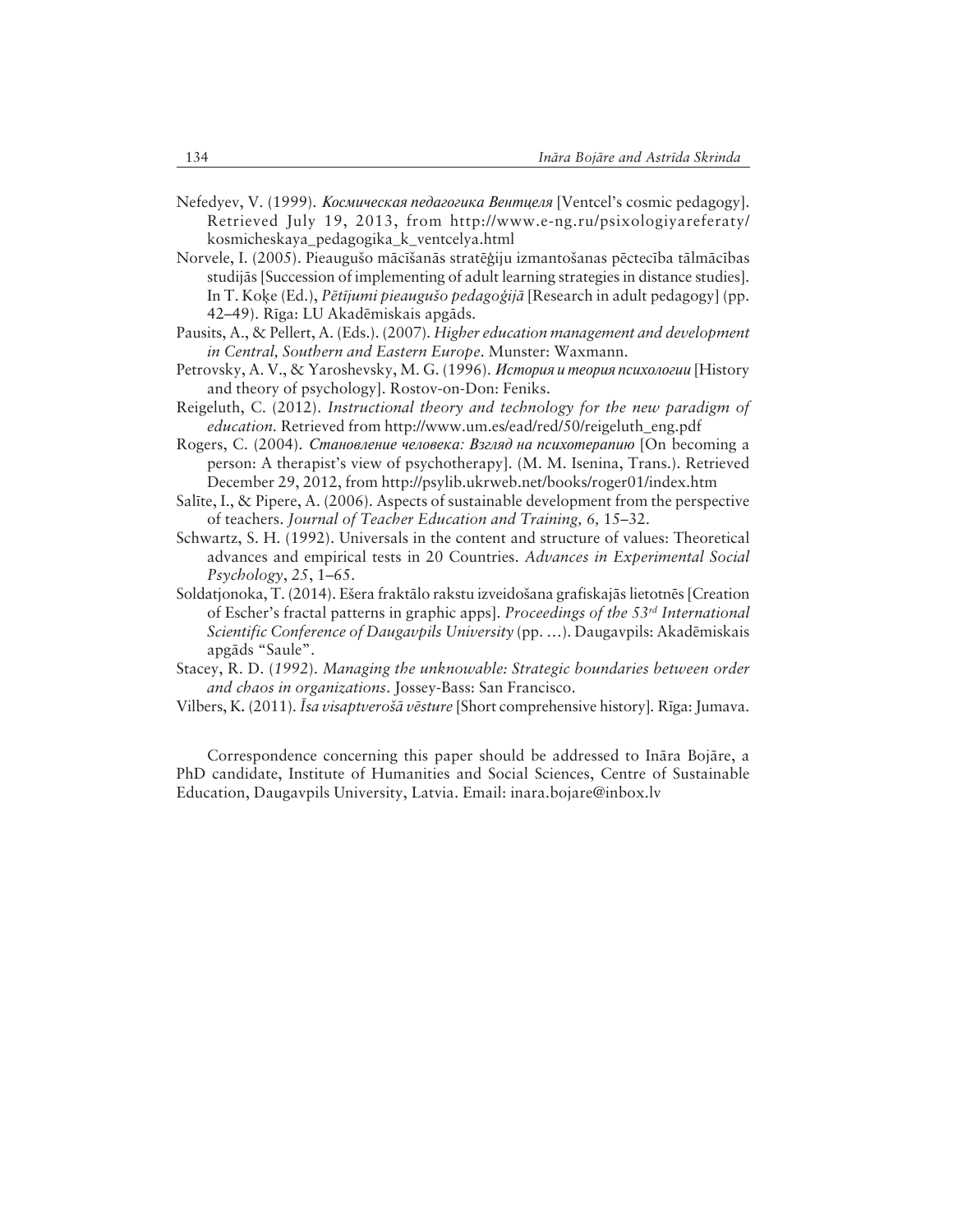Nefedyev, V. (1999). *Космическая педагогика Вентцеля* [Ventcel's cosmic pedagogy]. Retrieved July 19, 2013, from http://www.e-ng.ru/psixologiyareferaty/kosmicheskaya_pedagogika_k_ventcelya.html

Norvele, I. (2005). Pieaugušo mācīšanās stratēģiju izmantošanas pēctecība tālmācības studijās [Succession of implementing of adult learning strategies in distance studies]. In T. Koķe (Ed.), *Pētījumi pieaugušo pedagoģijā* [Research in adult pedagogy] (pp. 42–49). Rīga: LU Akadēmiskais apgāds.

Pausits, A., & Pellert, A. (Eds.). (2007). *Higher education management and development in Central, Southern and Eastern Europe*. Munster: Waxmann.

Petrovsky, A. V., & Yaroshevsky, M. G. (1996). *История и теория психологии* [History and theory of psychology]. Rostov-on-Don: Feniks.

Reigeluth, C. (2012). *Instructional theory and technology for the new paradigm of education.* Retrieved from http://www.um.es/ead/red/50/reigeluth_eng.pdf

Rogers, C. (2004). *Становление человека: Взгляд на психотерапию* [On becoming a person: A therapist's view of psychotherapy]. (M. M. Isenina, Trans.). Retrieved December 29, 2012, from http://psylib.ukrweb.net/books/roger01/index.htm

Salīte, I., & Pipere, A. (2006). Aspects of sustainable development from the perspective of teachers. *Journal of Teacher Education and Training, 6,* 15–32.

Schwartz, S. H. (1992). Universals in the content and structure of values: Theoretical advances and empirical tests in 20 Countries. *Advances in Experimental Social Psychology*, *25*, 1–65.

Soldatjonoka, T. (2014). Ešera fraktālo rakstu izveidošana grafiskajās lietotnēs [Creation of Escher's fractal patterns in graphic apps]. *Proceedings of the 53rd International Scientific Conference of Daugavpils University* (pp. …). Daugavpils: Akadēmiskais apgāds "Saule".

Stacey, R. D. (*1992*). *Managing the unknowable: Strategic boundaries between order and chaos in organizations*. Jossey-Bass: San Francisco.

Vilbers, K. (2011). *Īsa visaptverošā vēsture* [Short comprehensive history]. Rīga: Jumava.

Correspondence concerning this paper should be addressed to Ināra Bojāre, a PhD candidate, Institute of Humanities and Social Sciences, Centre of Sustainable Education, Daugavpils University, Latvia. Email: inara.bojare@inbox.lv